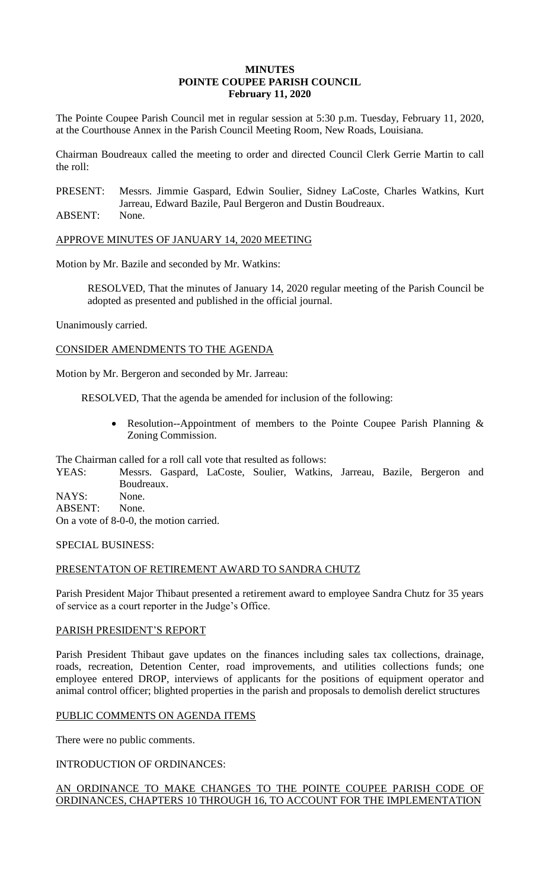# MINUTES
# POINTE COUPEE PARISH COUNCIL
## February 11, 2020

The Pointe Coupee Parish Council met in regular session at 5:30 p.m. Tuesday, February 11, 2020, at the Courthouse Annex in the Parish Council Meeting Room, New Roads, Louisiana.

Chairman Boudreaux called the meeting to order and directed Council Clerk Gerrie Martin to call the roll:

PRESENT: Messrs. Jimmie Gaspard, Edwin Soulier, Sidney LaCoste, Charles Watkins, Kurt Jarreau, Edward Bazile, Paul Bergeron and Dustin Boudreaux.
ABSENT: None.

APPROVE MINUTES OF JANUARY 14, 2020 MEETING

Motion by Mr. Bazile and seconded by Mr. Watkins:

> RESOLVED, That the minutes of January 14, 2020 regular meeting of the Parish Council be adopted as presented and published in the official journal.

Unanimously carried.

CONSIDER AMENDMENTS TO THE AGENDA

Motion by Mr. Bergeron and seconded by Mr. Jarreau:

> RESOLVED, That the agenda be amended for inclusion of the following:
>
> - Resolution--Appointment of members to the Pointe Coupee Parish Planning & Zoning Commission.

The Chairman called for a roll call vote that resulted as follows:
YEAS: Messrs. Gaspard, LaCoste, Soulier, Watkins, Jarreau, Bazile, Bergeron and Boudreaux.
NAYS: None.
ABSENT: None.
On a vote of 8-0-0, the motion carried.

SPECIAL BUSINESS:

PRESENTATON OF RETIREMENT AWARD TO SANDRA CHUTZ

Parish President Major Thibaut presented a retirement award to employee Sandra Chutz for 35 years of service as a court reporter in the Judge's Office.

PARISH PRESIDENT'S REPORT

Parish President Thibaut gave updates on the finances including sales tax collections, drainage, roads, recreation, Detention Center, road improvements, and utilities collections funds; one employee entered DROP, interviews of applicants for the positions of equipment operator and animal control officer; blighted properties in the parish and proposals to demolish derelict structures

PUBLIC COMMENTS ON AGENDA ITEMS

There were no public comments.

INTRODUCTION OF ORDINANCES:

AN ORDINANCE TO MAKE CHANGES TO THE POINTE COUPEE PARISH CODE OF ORDINANCES, CHAPTERS 10 THROUGH 16, TO ACCOUNT FOR THE IMPLEMENTATION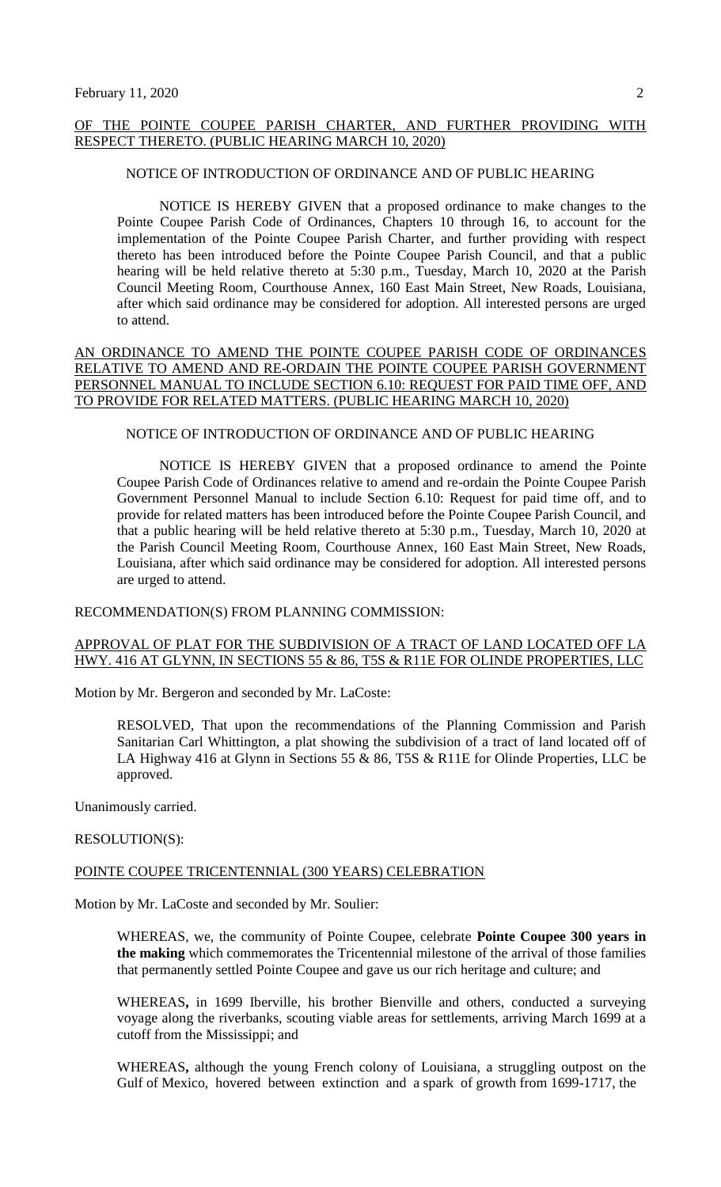OF THE POINTE COUPEE PARISH CHARTER, AND FURTHER PROVIDING WITH RESPECT THERETO. (PUBLIC HEARING MARCH 10, 2020)

NOTICE OF INTRODUCTION OF ORDINANCE AND OF PUBLIC HEARING

NOTICE IS HEREBY GIVEN that a proposed ordinance to make changes to the Pointe Coupee Parish Code of Ordinances, Chapters 10 through 16, to account for the implementation of the Pointe Coupee Parish Charter, and further providing with respect thereto has been introduced before the Pointe Coupee Parish Council, and that a public hearing will be held relative thereto at 5:30 p.m., Tuesday, March 10, 2020 at the Parish Council Meeting Room, Courthouse Annex, 160 East Main Street, New Roads, Louisiana, after which said ordinance may be considered for adoption. All interested persons are urged to attend.

AN ORDINANCE TO AMEND THE POINTE COUPEE PARISH CODE OF ORDINANCES RELATIVE TO AMEND AND RE-ORDAIN THE POINTE COUPEE PARISH GOVERNMENT PERSONNEL MANUAL TO INCLUDE SECTION 6.10: REQUEST FOR PAID TIME OFF, AND TO PROVIDE FOR RELATED MATTERS. (PUBLIC HEARING MARCH 10, 2020)

NOTICE OF INTRODUCTION OF ORDINANCE AND OF PUBLIC HEARING

NOTICE IS HEREBY GIVEN that a proposed ordinance to amend the Pointe Coupee Parish Code of Ordinances relative to amend and re-ordain the Pointe Coupee Parish Government Personnel Manual to include Section 6.10: Request for paid time off, and to provide for related matters has been introduced before the Pointe Coupee Parish Council, and that a public hearing will be held relative thereto at 5:30 p.m., Tuesday, March 10, 2020 at the Parish Council Meeting Room, Courthouse Annex, 160 East Main Street, New Roads, Louisiana, after which said ordinance may be considered for adoption. All interested persons are urged to attend.

RECOMMENDATION(S) FROM PLANNING COMMISSION:

APPROVAL OF PLAT FOR THE SUBDIVISION OF A TRACT OF LAND LOCATED OFF LA HWY. 416 AT GLYNN, IN SECTIONS 55 & 86, T5S & R11E FOR OLINDE PROPERTIES, LLC

Motion by Mr. Bergeron and seconded by Mr. LaCoste:

RESOLVED, That upon the recommendations of the Planning Commission and Parish Sanitarian Carl Whittington, a plat showing the subdivision of a tract of land located off of LA Highway 416 at Glynn in Sections 55 & 86, T5S & R11E for Olinde Properties, LLC be approved.

Unanimously carried.

RESOLUTION(S):

POINTE COUPEE TRICENTENNIAL (300 YEARS) CELEBRATION

Motion by Mr. LaCoste and seconded by Mr. Soulier:

WHEREAS, we, the community of Pointe Coupee, celebrate **Pointe Coupee 300 years in the making** which commemorates the Tricentennial milestone of the arrival of those families that permanently settled Pointe Coupee and gave us our rich heritage and culture; and

WHEREAS**,** in 1699 Iberville, his brother Bienville and others, conducted a surveying voyage along the riverbanks, scouting viable areas for settlements, arriving March 1699 at a cutoff from the Mississippi; and

WHEREAS**,** although the young French colony of Louisiana, a struggling outpost on the Gulf of Mexico, hovered between extinction and a spark of growth from 1699-1717, the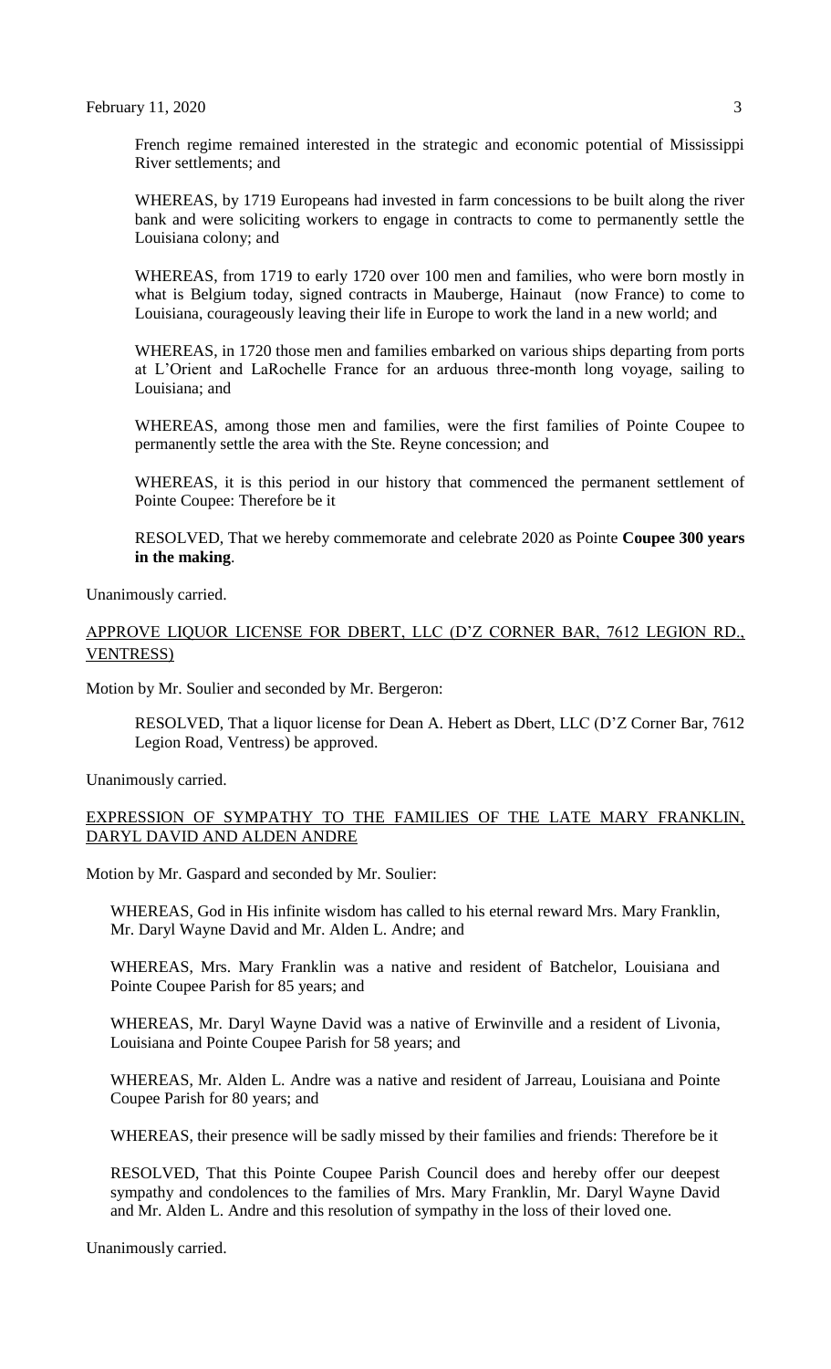French regime remained interested in the strategic and economic potential of Mississippi River settlements; and

WHEREAS, by 1719 Europeans had invested in farm concessions to be built along the river bank and were soliciting workers to engage in contracts to come to permanently settle the Louisiana colony; and

WHEREAS, from 1719 to early 1720 over 100 men and families, who were born mostly in what is Belgium today, signed contracts in Mauberge, Hainaut (now France) to come to Louisiana, courageously leaving their life in Europe to work the land in a new world; and

WHEREAS, in 1720 those men and families embarked on various ships departing from ports at L'Orient and LaRochelle France for an arduous three-month long voyage, sailing to Louisiana; and

WHEREAS, among those men and families, were the first families of Pointe Coupee to permanently settle the area with the Ste. Reyne concession; and

WHEREAS, it is this period in our history that commenced the permanent settlement of Pointe Coupee: Therefore be it

RESOLVED, That we hereby commemorate and celebrate 2020 as Pointe **Coupee 300 years in the making**.

Unanimously carried.

APPROVE LIQUOR LICENSE FOR DBERT, LLC (D'Z CORNER BAR, 7612 LEGION RD., VENTRESS)

Motion by Mr. Soulier and seconded by Mr. Bergeron:

RESOLVED, That a liquor license for Dean A. Hebert as Dbert, LLC (D'Z Corner Bar, 7612 Legion Road, Ventress) be approved.

Unanimously carried.

EXPRESSION OF SYMPATHY TO THE FAMILIES OF THE LATE MARY FRANKLIN, DARYL DAVID AND ALDEN ANDRE

Motion by Mr. Gaspard and seconded by Mr. Soulier:

WHEREAS, God in His infinite wisdom has called to his eternal reward Mrs. Mary Franklin, Mr. Daryl Wayne David and Mr. Alden L. Andre; and

WHEREAS, Mrs. Mary Franklin was a native and resident of Batchelor, Louisiana and Pointe Coupee Parish for 85 years; and

WHEREAS, Mr. Daryl Wayne David was a native of Erwinville and a resident of Livonia, Louisiana and Pointe Coupee Parish for 58 years; and

WHEREAS, Mr. Alden L. Andre was a native and resident of Jarreau, Louisiana and Pointe Coupee Parish for 80 years; and

WHEREAS, their presence will be sadly missed by their families and friends: Therefore be it

RESOLVED, That this Pointe Coupee Parish Council does and hereby offer our deepest sympathy and condolences to the families of Mrs. Mary Franklin, Mr. Daryl Wayne David and Mr. Alden L. Andre and this resolution of sympathy in the loss of their loved one.

Unanimously carried.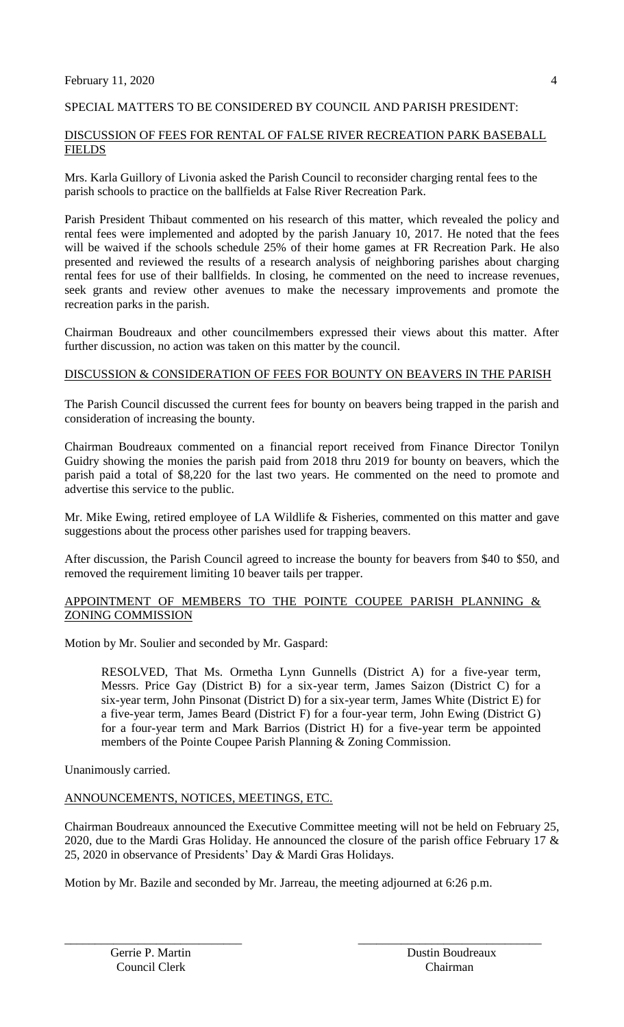SPECIAL MATTERS TO BE CONSIDERED BY COUNCIL AND PARISH PRESIDENT:

DISCUSSION OF FEES FOR RENTAL OF FALSE RIVER RECREATION PARK BASEBALL FIELDS

Mrs. Karla Guillory of Livonia asked the Parish Council to reconsider charging rental fees to the parish schools to practice on the ballfields at False River Recreation Park.

Parish President Thibaut commented on his research of this matter, which revealed the policy and rental fees were implemented and adopted by the parish January 10, 2017. He noted that the fees will be waived if the schools schedule 25% of their home games at FR Recreation Park. He also presented and reviewed the results of a research analysis of neighboring parishes about charging rental fees for use of their ballfields. In closing, he commented on the need to increase revenues, seek grants and review other avenues to make the necessary improvements and promote the recreation parks in the parish.

Chairman Boudreaux and other councilmembers expressed their views about this matter. After further discussion, no action was taken on this matter by the council.

DISCUSSION & CONSIDERATION OF FEES FOR BOUNTY ON BEAVERS IN THE PARISH

The Parish Council discussed the current fees for bounty on beavers being trapped in the parish and consideration of increasing the bounty.

Chairman Boudreaux commented on a financial report received from Finance Director Tonilyn Guidry showing the monies the parish paid from 2018 thru 2019 for bounty on beavers, which the parish paid a total of $8,220 for the last two years. He commented on the need to promote and advertise this service to the public.

Mr. Mike Ewing, retired employee of LA Wildlife & Fisheries, commented on this matter and gave suggestions about the process other parishes used for trapping beavers.

After discussion, the Parish Council agreed to increase the bounty for beavers from $40 to $50, and removed the requirement limiting 10 beaver tails per trapper.

APPOINTMENT OF MEMBERS TO THE POINTE COUPEE PARISH PLANNING & ZONING COMMISSION

Motion by Mr. Soulier and seconded by Mr. Gaspard:

> RESOLVED, That Ms. Ormetha Lynn Gunnells (District A) for a five-year term, Messrs. Price Gay (District B) for a six-year term, James Saizon (District C) for a six-year term, John Pinsonat (District D) for a six-year term, James White (District E) for a five-year term, James Beard (District F) for a four-year term, John Ewing (District G) for a four-year term and Mark Barrios (District H) for a five-year term be appointed members of the Pointe Coupee Parish Planning & Zoning Commission.

Unanimously carried.

ANNOUNCEMENTS, NOTICES, MEETINGS, ETC.

Chairman Boudreaux announced the Executive Committee meeting will not be held on February 25, 2020, due to the Mardi Gras Holiday. He announced the closure of the parish office February 17 & 25, 2020 in observance of Presidents' Day & Mardi Gras Holidays.

Motion by Mr. Bazile and seconded by Mr. Jarreau, the meeting adjourned at 6:26 p.m.

| | |
|---|---|
| Gerrie P. Martin<br>Council Clerk | Dustin Boudreaux<br>Chairman |